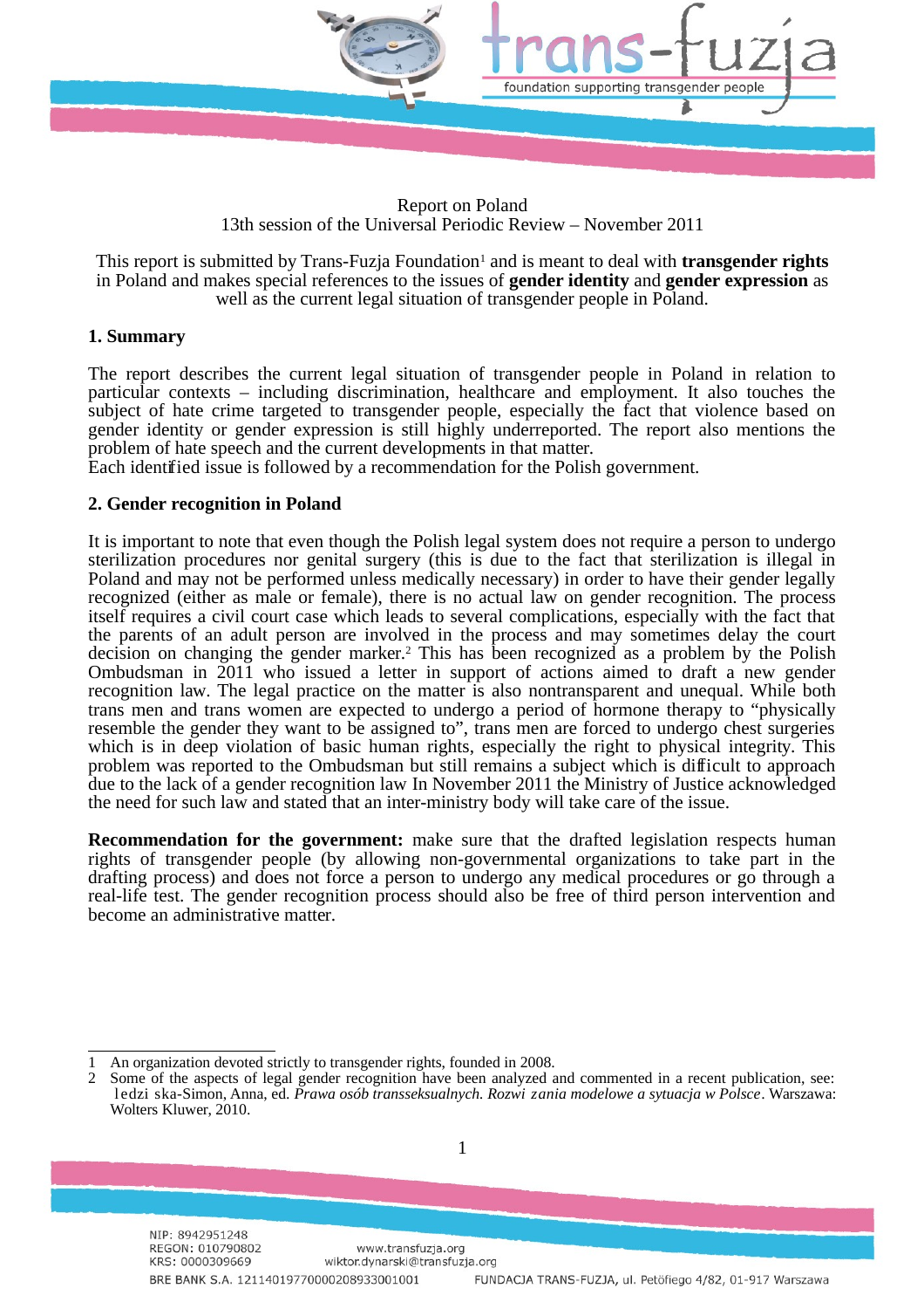Report on Poland
13th session of the Universal Periodic Review – November 2011

This report is submitted by Trans-Fuzja Foundation[1] and is meant to deal with **transgender rights** in Poland and makes special references to the issues of **gender identity** and **gender expression** as well as the current legal situation of transgender people in Poland.

## 1. Summary

The report describes the current legal situation of transgender people in Poland in relation to particular contexts – including discrimination, healthcare and employment. It also touches the subject of hate crime targeted to transgender people, especially the fact that violence based on gender identity or gender expression is still highly underreported. The report also mentions the problem of hate speech and the current developments in that matter.
Each identified issue is followed by a recommendation for the Polish government.

## 2. Gender recognition in Poland

It is important to note that even though the Polish legal system does not require a person to undergo sterilization procedures nor genital surgery (this is due to the fact that sterilization is illegal in Poland and may not be performed unless medically necessary) in order to have their gender legally recognized (either as male or female), there is no actual law on gender recognition. The process itself requires a civil court case which leads to several complications, especially with the fact that the parents of an adult person are involved in the process and may sometimes delay the court decision on changing the gender marker.[2] This has been recognized as a problem by the Polish Ombudsman in 2011 who issued a letter in support of actions aimed to draft a new gender recognition law. The legal practice on the matter is also nontransparent and unequal. While both trans men and trans women are expected to undergo a period of hormone therapy to "physically resemble the gender they want to be assigned to", trans men are forced to undergo chest surgeries which is in deep violation of basic human rights, especially the right to physical integrity. This problem was reported to the Ombudsman but still remains a subject which is difficult to approach due to the lack of a gender recognition law In November 2011 the Ministry of Justice acknowledged the need for such law and stated that an inter-ministry body will take care of the issue.

**Recommendation for the government:** make sure that the drafted legislation respects human rights of transgender people (by allowing non-governmental organizations to take part in the drafting process) and does not force a person to undergo any medical procedures or go through a real-life test. The gender recognition process should also be free of third person intervention and become an administrative matter.

---

1 An organization devoted strictly to transgender rights, founded in 2008.

2 Some of the aspects of legal gender recognition have been analyzed and commented in a recent publication, see: ledzi ska-Simon, Anna, ed. *Prawa osób transseksualnych. Rozwi zania modelowe a sytuacja w Polsce*. Warszawa: Wolters Kluwer, 2010.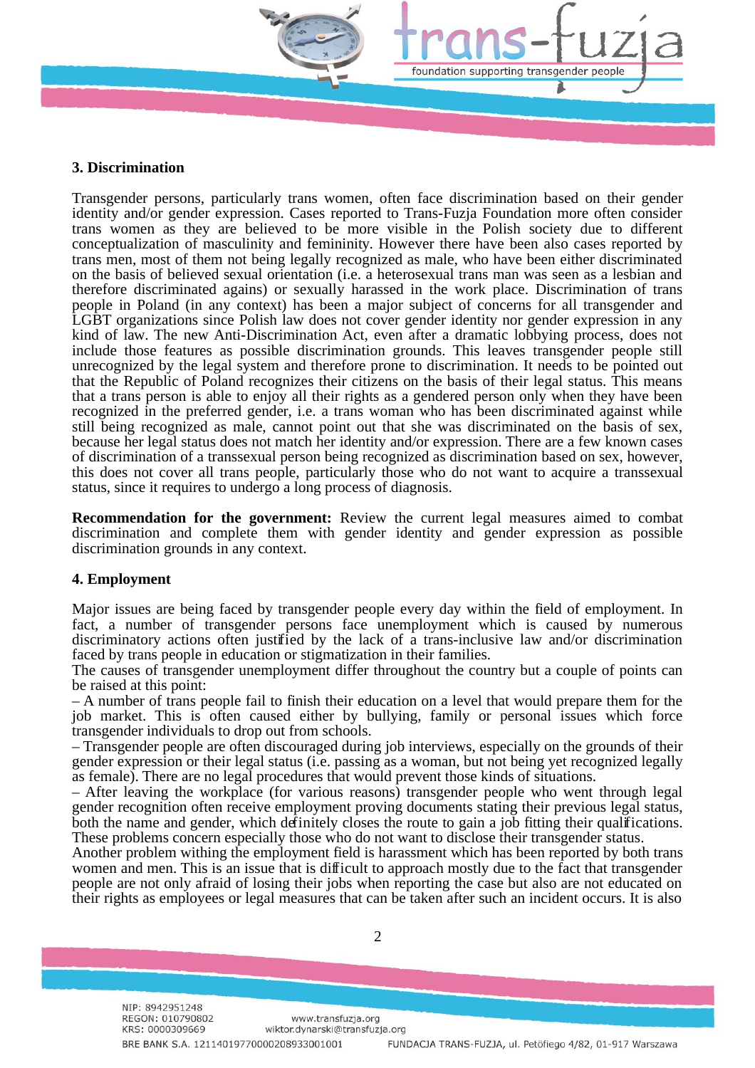## 3. Discrimination

Transgender persons, particularly trans women, often face discrimination based on their gender identity and/or gender expression. Cases reported to Trans-Fuzja Foundation more often consider trans women as they are believed to be more visible in the Polish society due to different conceptualization of masculinity and femininity. However there have been also cases reported by trans men, most of them not being legally recognized as male, who have been either discriminated on the basis of believed sexual orientation (i.e. a heterosexual trans man was seen as a lesbian and therefore discriminated agains) or sexually harassed in the work place. Discrimination of trans people in Poland (in any context) has been a major subject of concerns for all transgender and LGBT organizations since Polish law does not cover gender identity nor gender expression in any kind of law. The new Anti-Discrimination Act, even after a dramatic lobbying process, does not include those features as possible discrimination grounds. This leaves transgender people still unrecognized by the legal system and therefore prone to discrimination. It needs to be pointed out that the Republic of Poland recognizes their citizens on the basis of their legal status. This means that a trans person is able to enjoy all their rights as a gendered person only when they have been recognized in the preferred gender, i.e. a trans woman who has been discriminated against while still being recognized as male, cannot point out that she was discriminated on the basis of sex, because her legal status does not match her identity and/or expression. There are a few known cases of discrimination of a transsexual person being recognized as discrimination based on sex, however, this does not cover all trans people, particularly those who do not want to acquire a transsexual status, since it requires to undergo a long process of diagnosis.

**Recommendation for the government:** Review the current legal measures aimed to combat discrimination and complete them with gender identity and gender expression as possible discrimination grounds in any context.

## 4. Employment

Major issues are being faced by transgender people every day within the field of employment. In fact, a number of transgender persons face unemployment which is caused by numerous discriminatory actions often justified by the lack of a trans-inclusive law and/or discrimination faced by trans people in education or stigmatization in their families.

The causes of transgender unemployment differ throughout the country but a couple of points can be raised at this point:

– A number of trans people fail to finish their education on a level that would prepare them for the job market. This is often caused either by bullying, family or personal issues which force transgender individuals to drop out from schools.

– Transgender people are often discouraged during job interviews, especially on the grounds of their gender expression or their legal status (i.e. passing as a woman, but not being yet recognized legally as female). There are no legal procedures that would prevent those kinds of situations.

– After leaving the workplace (for various reasons) transgender people who went through legal gender recognition often receive employment proving documents stating their previous legal status, both the name and gender, which definitely closes the route to gain a job fitting their qualifications. These problems concern especially those who do not want to disclose their transgender status.

Another problem withing the employment field is harassment which has been reported by both trans women and men. This is an issue that is difficult to approach mostly due to the fact that transgender people are not only afraid of losing their jobs when reporting the case but also are not educated on their rights as employees or legal measures that can be taken after such an incident occurs. It is also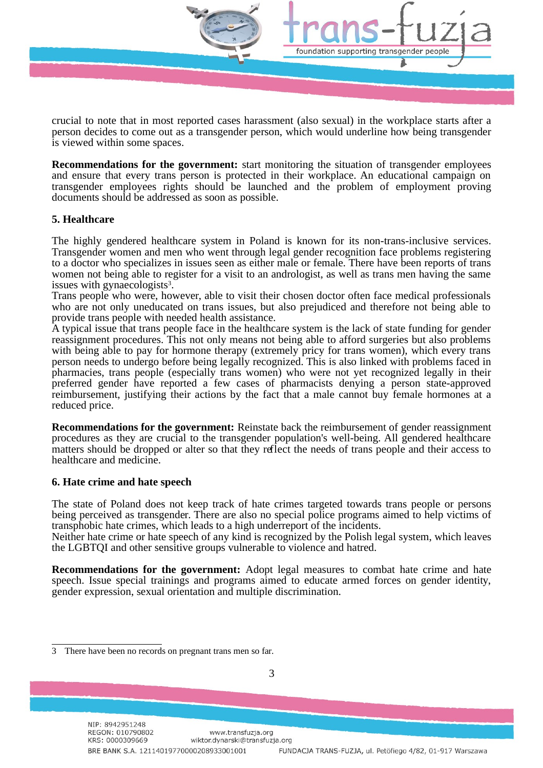crucial to note that in most reported cases harassment (also sexual) in the workplace starts after a person decides to come out as a transgender person, which would underline how being transgender is viewed within some spaces.

**Recommendations for the government:** start monitoring the situation of transgender employees and ensure that every trans person is protected in their workplace. An educational campaign on transgender employees rights should be launched and the problem of employment proving documents should be addressed as soon as possible.

### 5. Healthcare

The highly gendered healthcare system in Poland is known for its non-trans-inclusive services. Transgender women and men who went through legal gender recognition face problems registering to a doctor who specializes in issues seen as either male or female. There have been reports of trans women not being able to register for a visit to an andrologist, as well as trans men having the same issues with gynaecologists[3].

Trans people who were, however, able to visit their chosen doctor often face medical professionals who are not only uneducated on trans issues, but also prejudiced and therefore not being able to provide trans people with needed health assistance.

A typical issue that trans people face in the healthcare system is the lack of state funding for gender reassignment procedures. This not only means not being able to afford surgeries but also problems with being able to pay for hormone therapy (extremely pricy for trans women), which every trans person needs to undergo before being legally recognized. This is also linked with problems faced in pharmacies, trans people (especially trans women) who were not yet recognized legally in their preferred gender have reported a few cases of pharmacists denying a person state-approved reimbursement, justifying their actions by the fact that a male cannot buy female hormones at a reduced price.

**Recommendations for the government:** Reinstate back the reimbursement of gender reassignment procedures as they are crucial to the transgender population's well-being. All gendered healthcare matters should be dropped or alter so that they reflect the needs of trans people and their access to healthcare and medicine.

### 6. Hate crime and hate speech

The state of Poland does not keep track of hate crimes targeted towards trans people or persons being perceived as transgender. There are also no special police programs aimed to help victims of transphobic hate crimes, which leads to a high underreport of the incidents.

Neither hate crime or hate speech of any kind is recognized by the Polish legal system, which leaves the LGBTQI and other sensitive groups vulnerable to violence and hatred.

**Recommendations for the government:** Adopt legal measures to combat hate crime and hate speech. Issue special trainings and programs aimed to educate armed forces on gender identity, gender expression, sexual orientation and multiple discrimination.

---

[3] There have been no records on pregnant trans men so far.